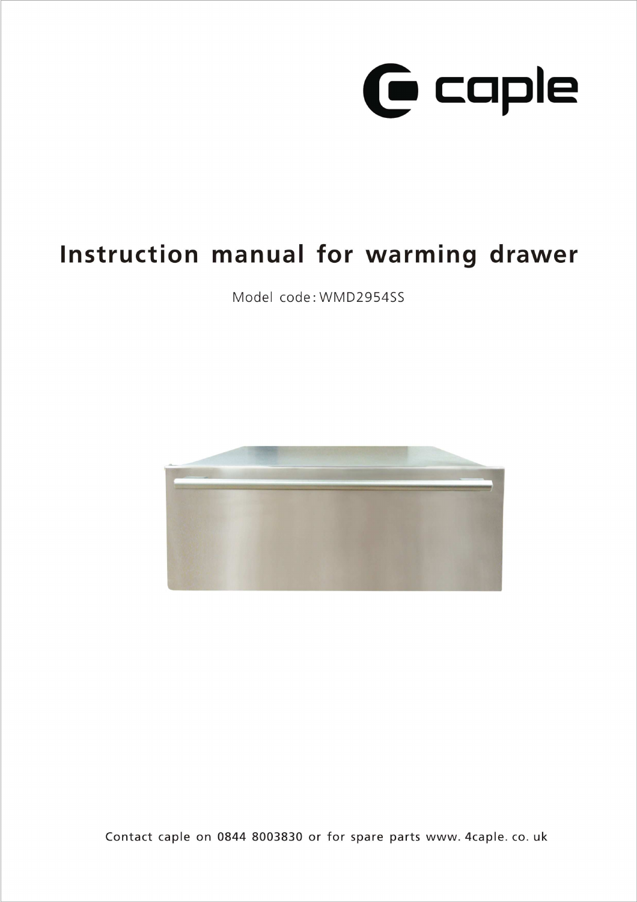caple

# Instruction manual for warming drawer

Model code: WMD2954SS

Contact caple on 0844 8003830 or for spare parts www. 4caple. co. uk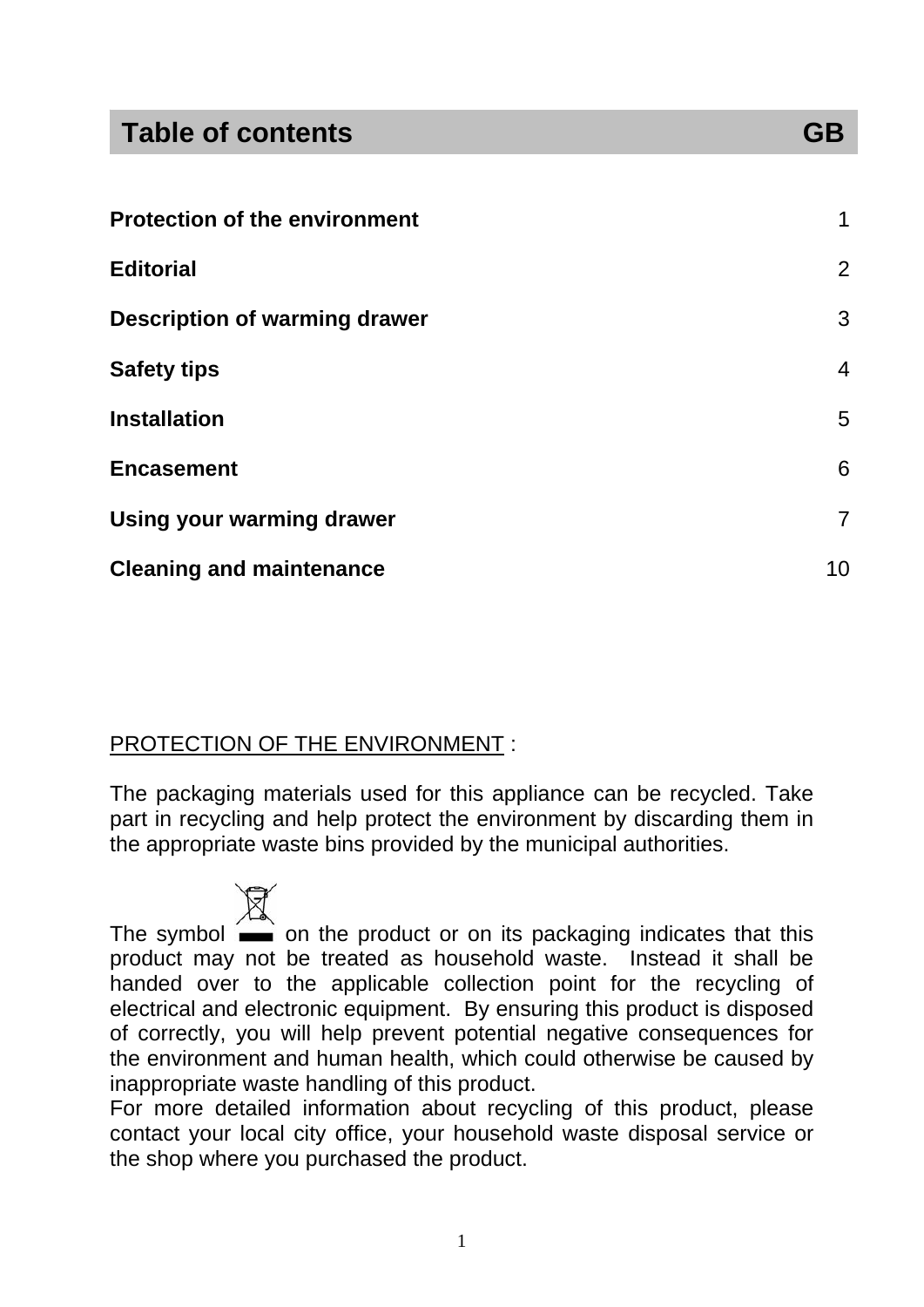# Table of contents GB

| | |
|---|---|
| **Protection of the environment** | 1 |
| **Editorial** | 2 |
| **Description of warming drawer** | 3 |
| **Safety tips** | 4 |
| **Installation** | 5 |
| **Encasement** | 6 |
| **Using your warming drawer** | 7 |
| **Cleaning and maintenance** | 10 |

PROTECTION OF THE ENVIRONMENT :

The packaging materials used for this appliance can be recycled. Take part in recycling and help protect the environment by discarding them in the appropriate waste bins provided by the municipal authorities.

The symbol on the product or on its packaging indicates that this product may not be treated as household waste. Instead it shall be handed over to the applicable collection point for the recycling of electrical and electronic equipment. By ensuring this product is disposed of correctly, you will help prevent potential negative consequences for the environment and human health, which could otherwise be caused by inappropriate waste handling of this product.
For more detailed information about recycling of this product, please contact your local city office, your household waste disposal service or the shop where you purchased the product.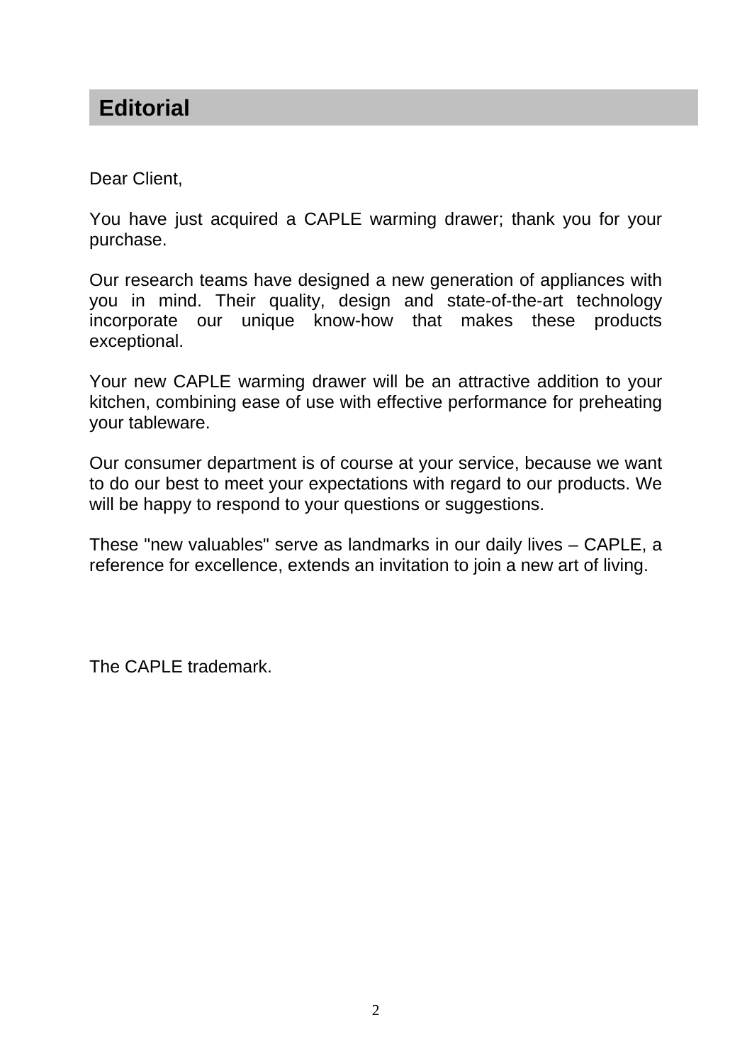# Editorial

Dear Client,

You have just acquired a CAPLE warming drawer; thank you for your purchase.

Our research teams have designed a new generation of appliances with you in mind. Their quality, design and state-of-the-art technology incorporate our unique know-how that makes these products exceptional.

Your new CAPLE warming drawer will be an attractive addition to your kitchen, combining ease of use with effective performance for preheating your tableware.

Our consumer department is of course at your service, because we want to do our best to meet your expectations with regard to our products. We will be happy to respond to your questions or suggestions.

These "new valuables" serve as landmarks in our daily lives – CAPLE, a reference for excellence, extends an invitation to join a new art of living.

The CAPLE trademark.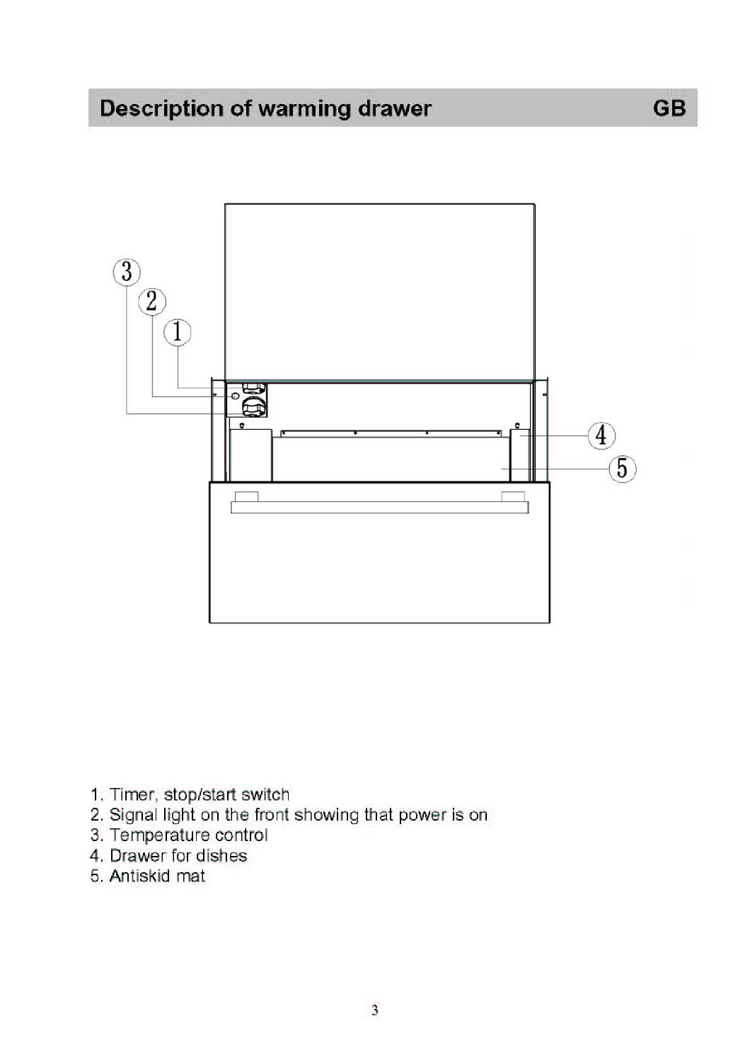## Description of warming drawer GB

1. Timer, stop/start switch
2. Signal light on the front showing that power is on
3. Temperature control
4. Drawer for dishes
5. Antiskid mat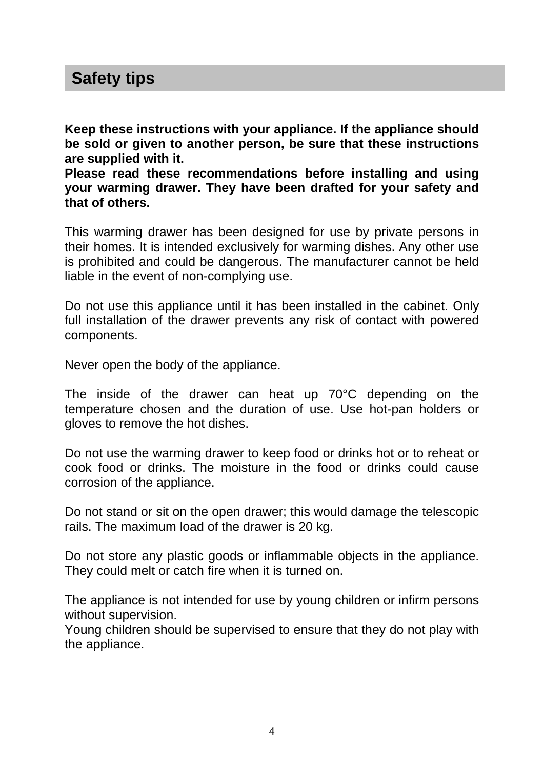## Safety tips

**Keep these instructions with your appliance. If the appliance should be sold or given to another person, be sure that these instructions are supplied with it.**
**Please read these recommendations before installing and using your warming drawer. They have been drafted for your safety and that of others.**

This warming drawer has been designed for use by private persons in their homes. It is intended exclusively for warming dishes. Any other use is prohibited and could be dangerous. The manufacturer cannot be held liable in the event of non-complying use.

Do not use this appliance until it has been installed in the cabinet. Only full installation of the drawer prevents any risk of contact with powered components.

Never open the body of the appliance.

The inside of the drawer can heat up 70°C depending on the temperature chosen and the duration of use. Use hot-pan holders or gloves to remove the hot dishes.

Do not use the warming drawer to keep food or drinks hot or to reheat or cook food or drinks. The moisture in the food or drinks could cause corrosion of the appliance.

Do not stand or sit on the open drawer; this would damage the telescopic rails. The maximum load of the drawer is 20 kg.

Do not store any plastic goods or inflammable objects in the appliance. They could melt or catch fire when it is turned on.

The appliance is not intended for use by young children or infirm persons without supervision.
Young children should be supervised to ensure that they do not play with the appliance.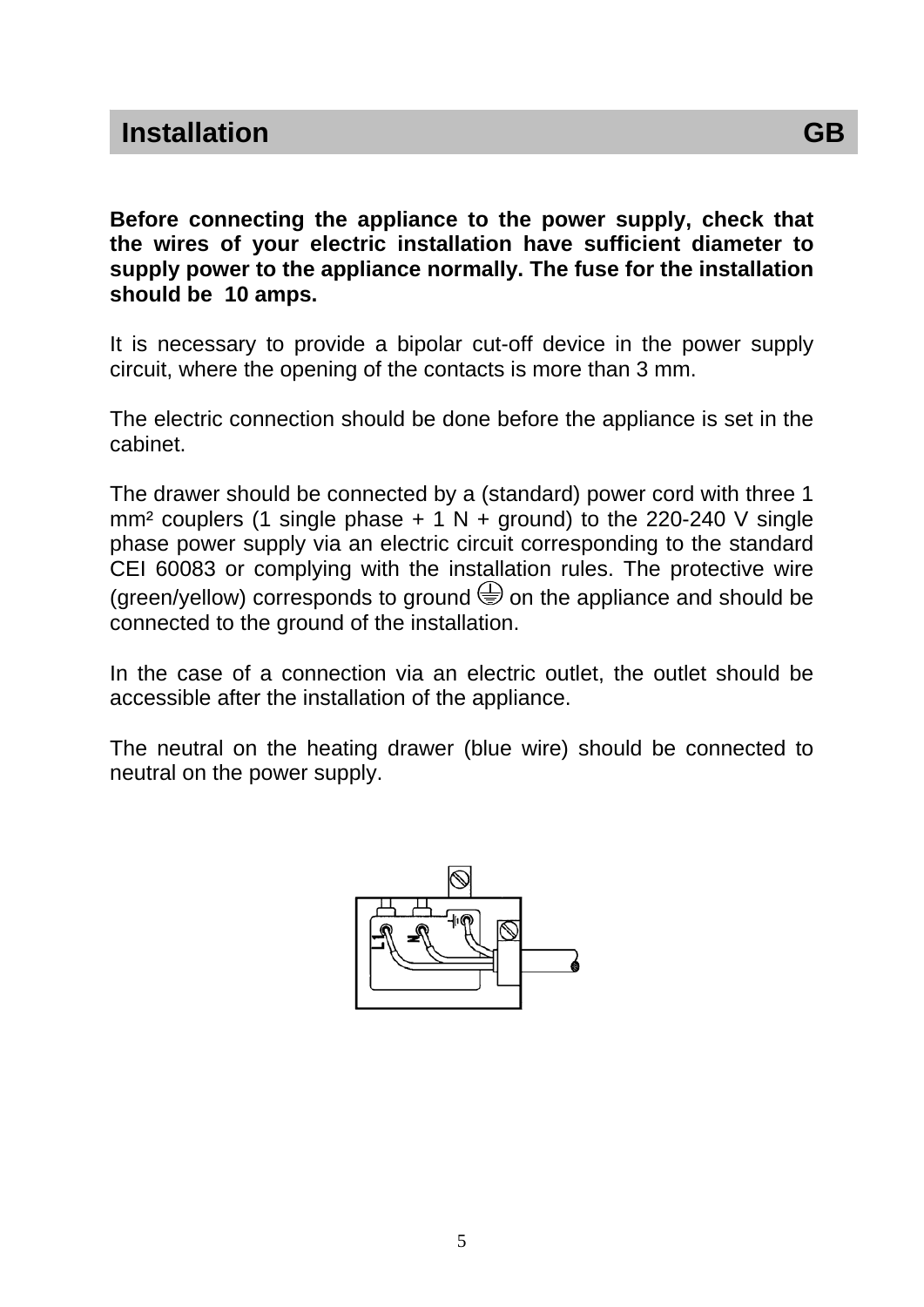## Installation GB

**Before connecting the appliance to the power supply, check that the wires of your electric installation have sufficient diameter to supply power to the appliance normally. The fuse for the installation should be 10 amps.**

It is necessary to provide a bipolar cut-off device in the power supply circuit, where the opening of the contacts is more than 3 mm.

The electric connection should be done before the appliance is set in the cabinet.

The drawer should be connected by a (standard) power cord with three 1 mm² couplers (1 single phase + 1 N + ground) to the 220-240 V single phase power supply via an electric circuit corresponding to the standard CEI 60083 or complying with the installation rules. The protective wire (green/yellow) corresponds to ground ⏚ on the appliance and should be connected to the ground of the installation.

In the case of a connection via an electric outlet, the outlet should be accessible after the installation of the appliance.

The neutral on the heating drawer (blue wire) should be connected to neutral on the power supply.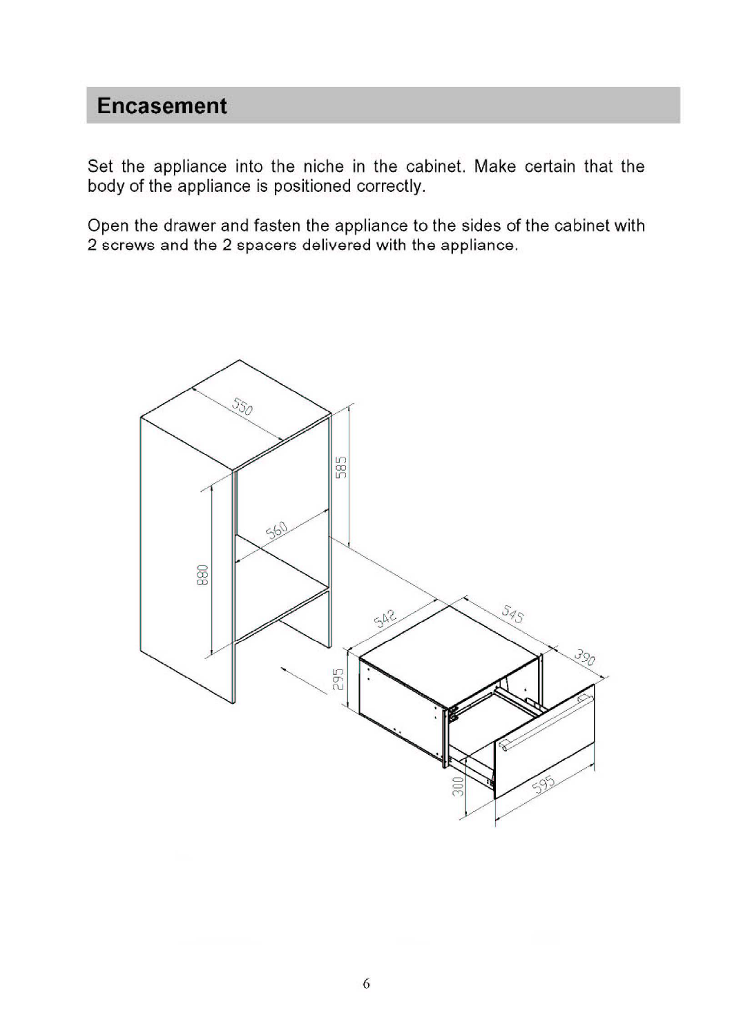## Encasement

Set the appliance into the niche in the cabinet. Make certain that the body of the appliance is positioned correctly.

Open the drawer and fasten the appliance to the sides of the cabinet with 2 screws and the 2 spacers delivered with the appliance.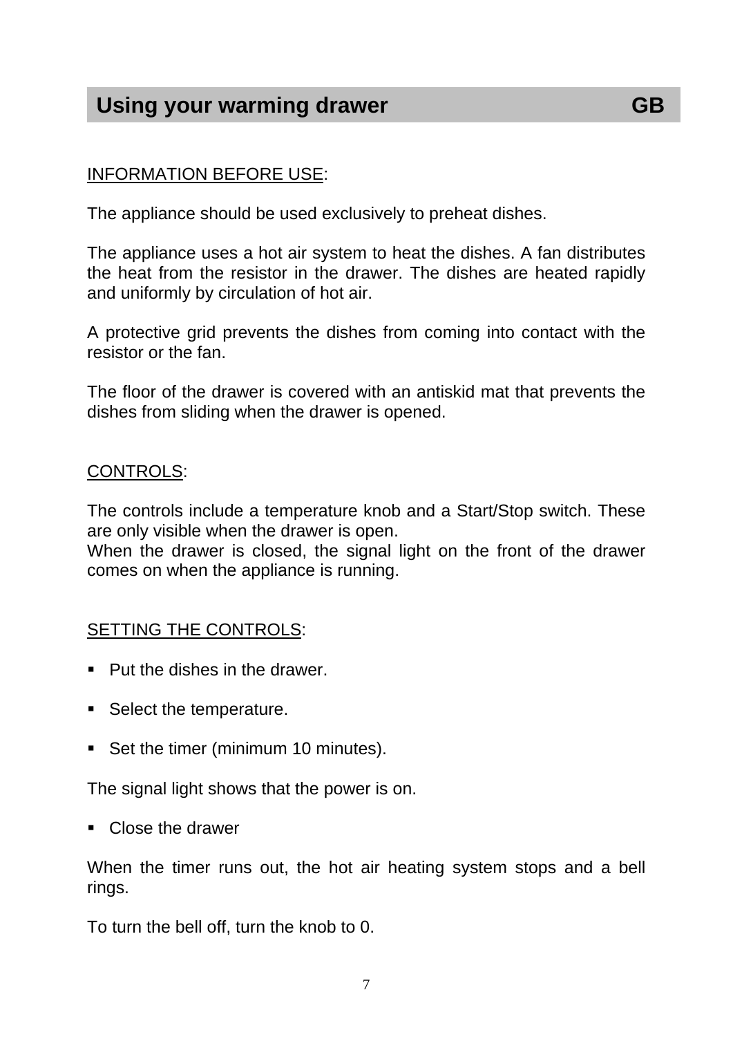## Using your warming drawer GB

INFORMATION BEFORE USE:

The appliance should be used exclusively to preheat dishes.

The appliance uses a hot air system to heat the dishes. A fan distributes the heat from the resistor in the drawer. The dishes are heated rapidly and uniformly by circulation of hot air.

A protective grid prevents the dishes from coming into contact with the resistor or the fan.

The floor of the drawer is covered with an antiskid mat that prevents the dishes from sliding when the drawer is opened.

CONTROLS:

The controls include a temperature knob and a Start/Stop switch. These are only visible when the drawer is open.
When the drawer is closed, the signal light on the front of the drawer comes on when the appliance is running.

SETTING THE CONTROLS:

- Put the dishes in the drawer.
- Select the temperature.
- Set the timer (minimum 10 minutes).

The signal light shows that the power is on.

- Close the drawer

When the timer runs out, the hot air heating system stops and a bell rings.

To turn the bell off, turn the knob to 0.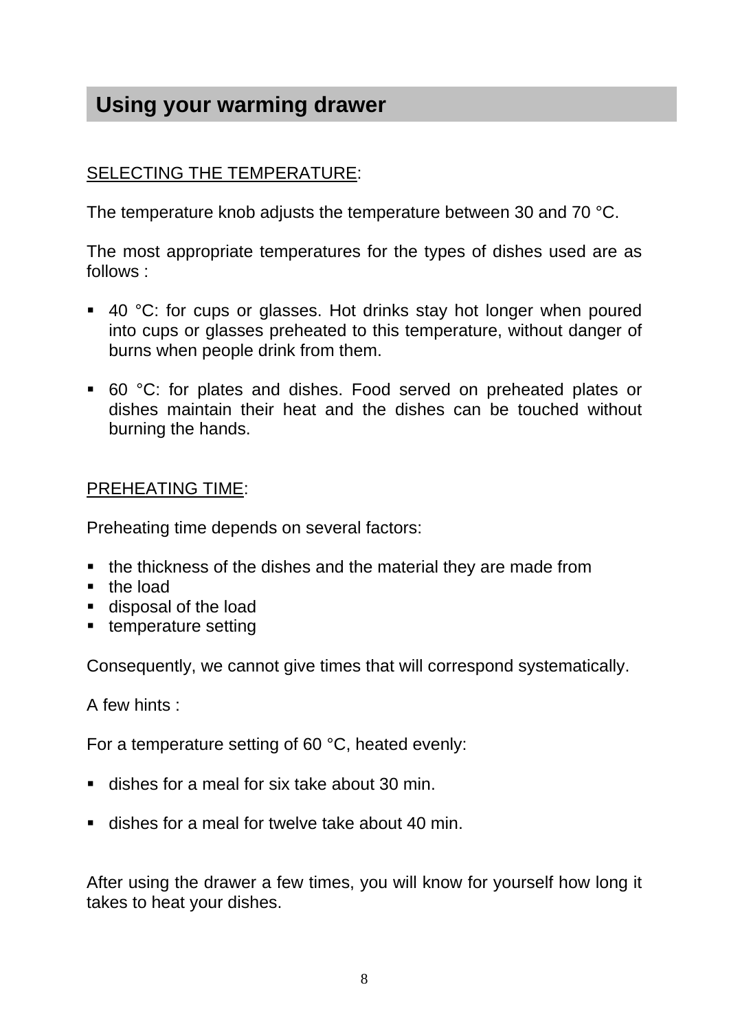## Using your warming drawer

<u>SELECTING THE TEMPERATURE</u>:

The temperature knob adjusts the temperature between 30 and 70 °C.

The most appropriate temperatures for the types of dishes used are as follows :

- 40 °C: for cups or glasses. Hot drinks stay hot longer when poured into cups or glasses preheated to this temperature, without danger of burns when people drink from them.
- 60 °C: for plates and dishes. Food served on preheated plates or dishes maintain their heat and the dishes can be touched without burning the hands.

<u>PREHEATING TIME</u>:

Preheating time depends on several factors:

- the thickness of the dishes and the material they are made from
- the load
- disposal of the load
- temperature setting

Consequently, we cannot give times that will correspond systematically.

A few hints :

For a temperature setting of 60 °C, heated evenly:

- dishes for a meal for six take about 30 min.
- dishes for a meal for twelve take about 40 min.

After using the drawer a few times, you will know for yourself how long it takes to heat your dishes.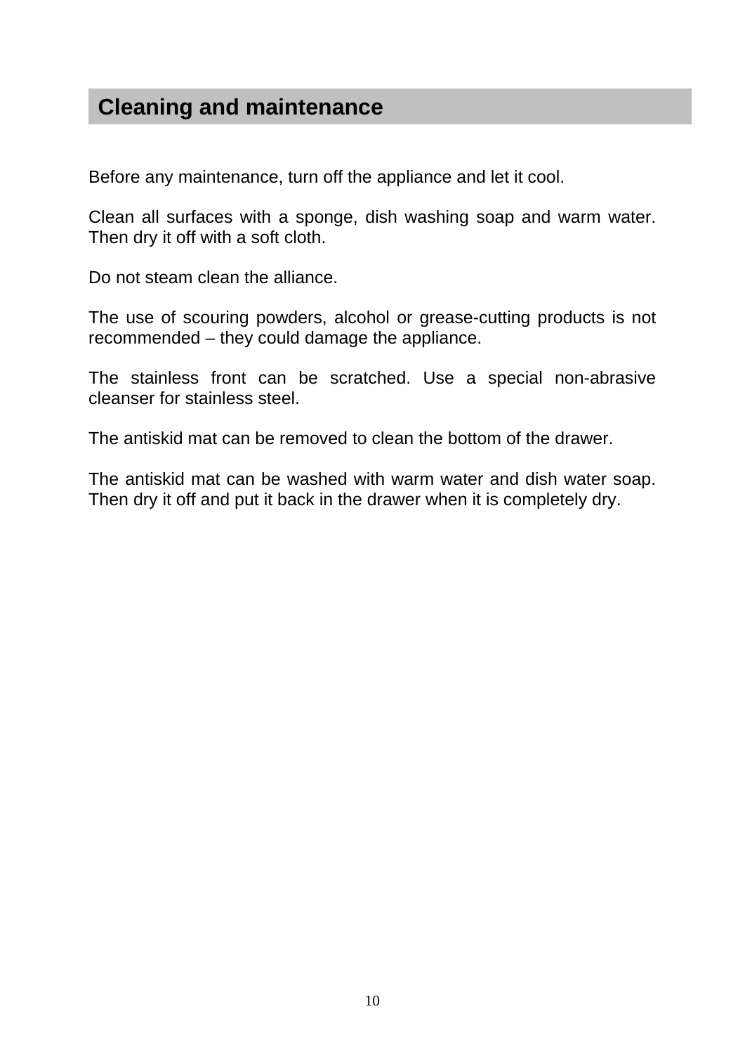## Cleaning and maintenance

Before any maintenance, turn off the appliance and let it cool.

Clean all surfaces with a sponge, dish washing soap and warm water. Then dry it off with a soft cloth.

Do not steam clean the alliance.

The use of scouring powders, alcohol or grease-cutting products is not recommended – they could damage the appliance.

The stainless front can be scratched. Use a special non-abrasive cleanser for stainless steel.

The antiskid mat can be removed to clean the bottom of the drawer.

The antiskid mat can be washed with warm water and dish water soap. Then dry it off and put it back in the drawer when it is completely dry.